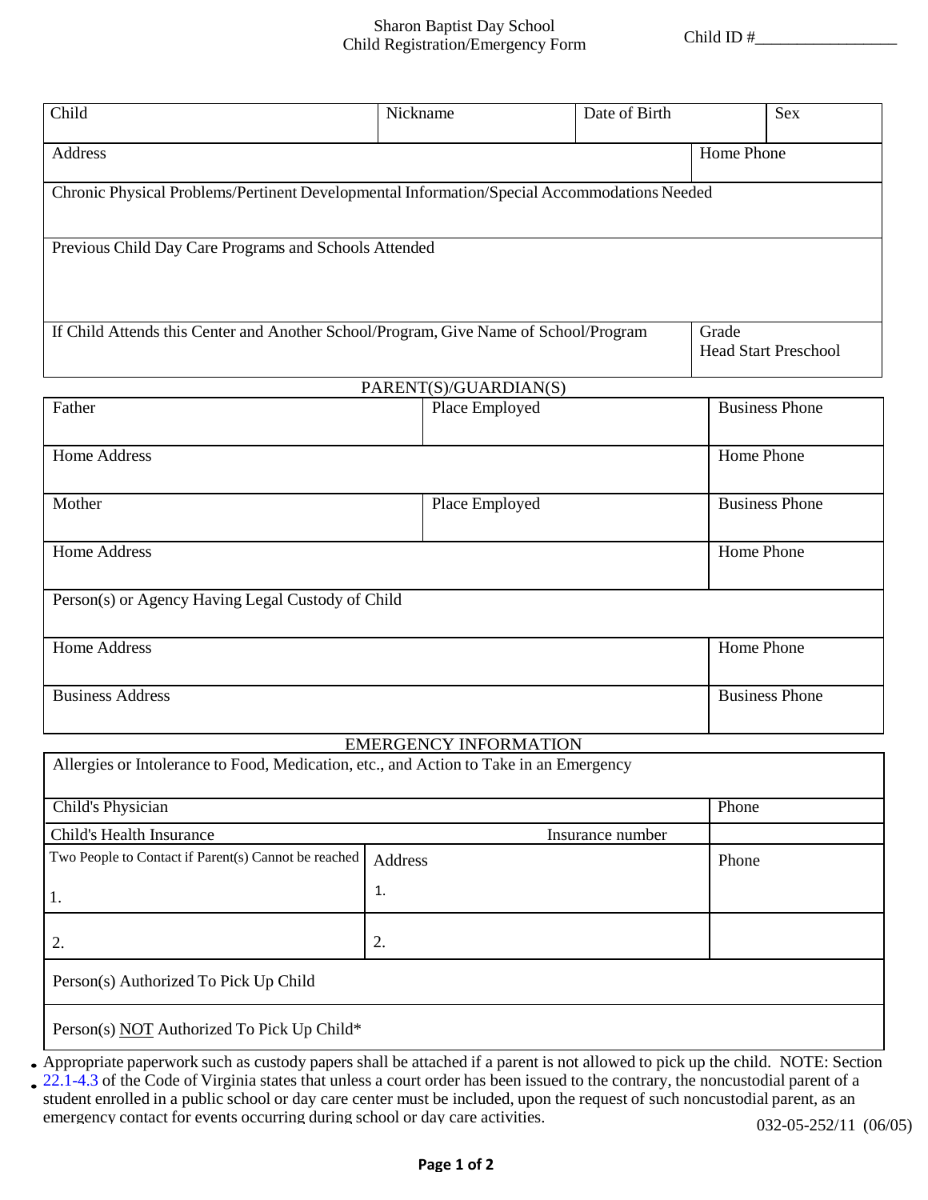Sharon Baptist Day School
Child Registration/Emergency Form

Child ID #_________________

| Child | Nickname | Date of Birth | Sex |
|---|---|---|---|
| Address | | Home Phone | |
| Chronic Physical Problems/Pertinent Developmental Information/Special Accommodations Needed | | | |
| Previous Child Day Care Programs and Schools Attended | | | |
| If Child Attends this Center and Another School/Program, Give Name of School/Program | | Grade<br>Head Start Preschool | |

PARENT(S)/GUARDIAN(S)

| Father | Place Employed | Business Phone |
|---|---|---|
| Home Address | | Home Phone |
| Mother | Place Employed | Business Phone |
| Home Address | | Home Phone |
| Person(s) or Agency Having Legal Custody of Child | | |
| Home Address | | Home Phone |
| Business Address | | Business Phone |

EMERGENCY INFORMATION

| Allergies or Intolerance to Food, Medication, etc., and Action to Take in an Emergency | | |
|---|---|---|
| Child's Physician | | Phone |
| Child's Health Insurance | Insurance number | |
| Two People to Contact if Parent(s) Cannot be reached | Address | Phone |
| 1. | 1. | |
| 2. | 2. | |
| Person(s) Authorized To Pick Up Child | | |
| Person(s) NOT Authorized To Pick Up Child* | | |

- Appropriate paperwork such as custody papers shall be attached if a parent is not allowed to pick up the child. NOTE: Section
- 22.1-4.3 of the Code of Virginia states that unless a court order has been issued to the contrary, the noncustodial parent of a student enrolled in a public school or day care center must be included, upon the request of such noncustodial parent, as an emergency contact for events occurring during school or day care activities.

032-05-252/11 (06/05)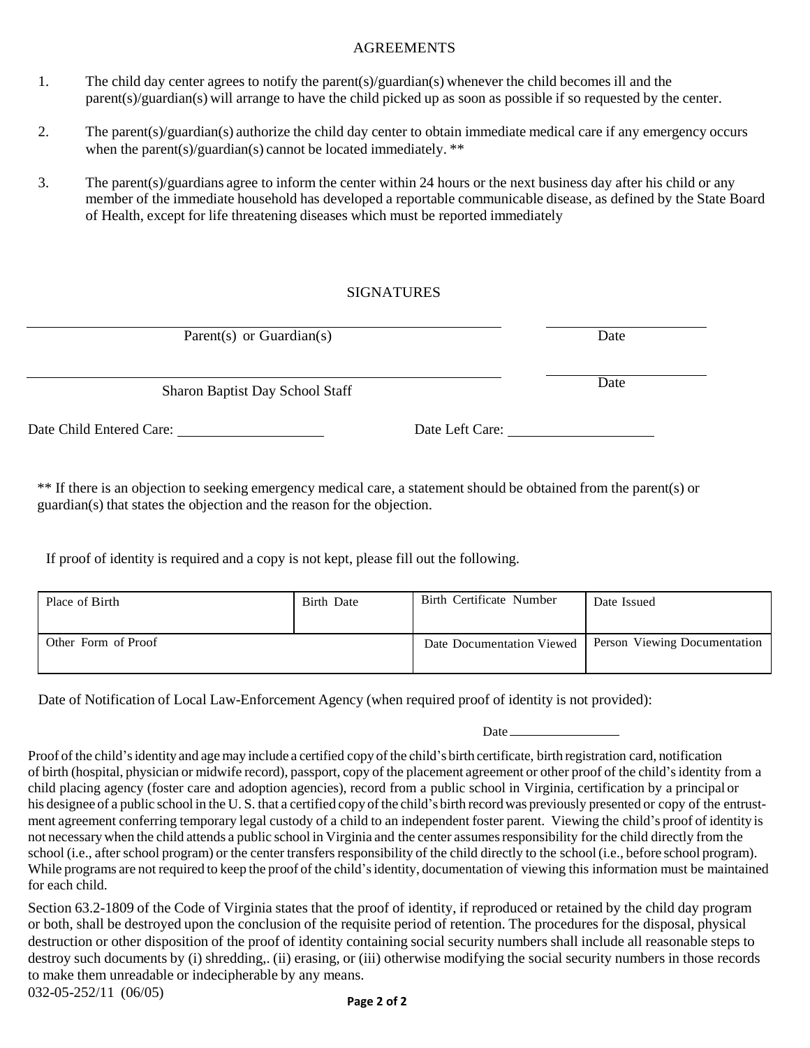## AGREEMENTS

1. The child day center agrees to notify the parent(s)/guardian(s) whenever the child becomes ill and the parent(s)/guardian(s) will arrange to have the child picked up as soon as possible if so requested by the center.

2. The parent(s)/guardian(s) authorize the child day center to obtain immediate medical care if any emergency occurs when the parent(s)/guardian(s) cannot be located immediately. **

3. The parent(s)/guardians agree to inform the center within 24 hours or the next business day after his child or any member of the immediate household has developed a reportable communicable disease, as defined by the State Board of Health, except for life threatening diseases which must be reported immediately

## SIGNATURES

______________________________ Parent(s) or Guardian(s) &nbsp;&nbsp;&nbsp;&nbsp; ______________ Date

______________________________ Sharon Baptist Day School Staff &nbsp;&nbsp;&nbsp;&nbsp; ______________ Date

Date Child Entered Care: ______________ &nbsp;&nbsp;&nbsp;&nbsp; Date Left Care: ______________

** If there is an objection to seeking emergency medical care, a statement should be obtained from the parent(s) or guardian(s) that states the objection and the reason for the objection.

If proof of identity is required and a copy is not kept, please fill out the following.

| | | | |
|---|---|---|---|
| Place of Birth | Birth Date | Birth Certificate Number | Date Issued |
| Other Form of Proof | | Date Documentation Viewed | Person Viewing Documentation |

Date of Notification of Local Law-Enforcement Agency (when required proof of identity is not provided):

Date ______________

Proof of the child's identity and age may include a certified copy of the child's birth certificate, birth registration card, notification of birth (hospital, physician or midwife record), passport, copy of the placement agreement or other proof of the child's identity from a child placing agency (foster care and adoption agencies), record from a public school in Virginia, certification by a principal or his designee of a public school in the U. S. that a certified copy of the child's birth record was previously presented or copy of the entrustment agreement conferring temporary legal custody of a child to an independent foster parent. Viewing the child's proof of identity is not necessary when the child attends a public school in Virginia and the center assumes responsibility for the child directly from the school (i.e., after school program) or the center transfers responsibility of the child directly to the school (i.e., before school program). While programs are not required to keep the proof of the child's identity, documentation of viewing this information must be maintained for each child.

Section 63.2-1809 of the Code of Virginia states that the proof of identity, if reproduced or retained by the child day program or both, shall be destroyed upon the conclusion of the requisite period of retention. The procedures for the disposal, physical destruction or other disposition of the proof of identity containing social security numbers shall include all reasonable steps to destroy such documents by (i) shredding,. (ii) erasing, or (iii) otherwise modifying the social security numbers in those records to make them unreadable or indecipherable by any means.

032-05-252/11 (06/05)